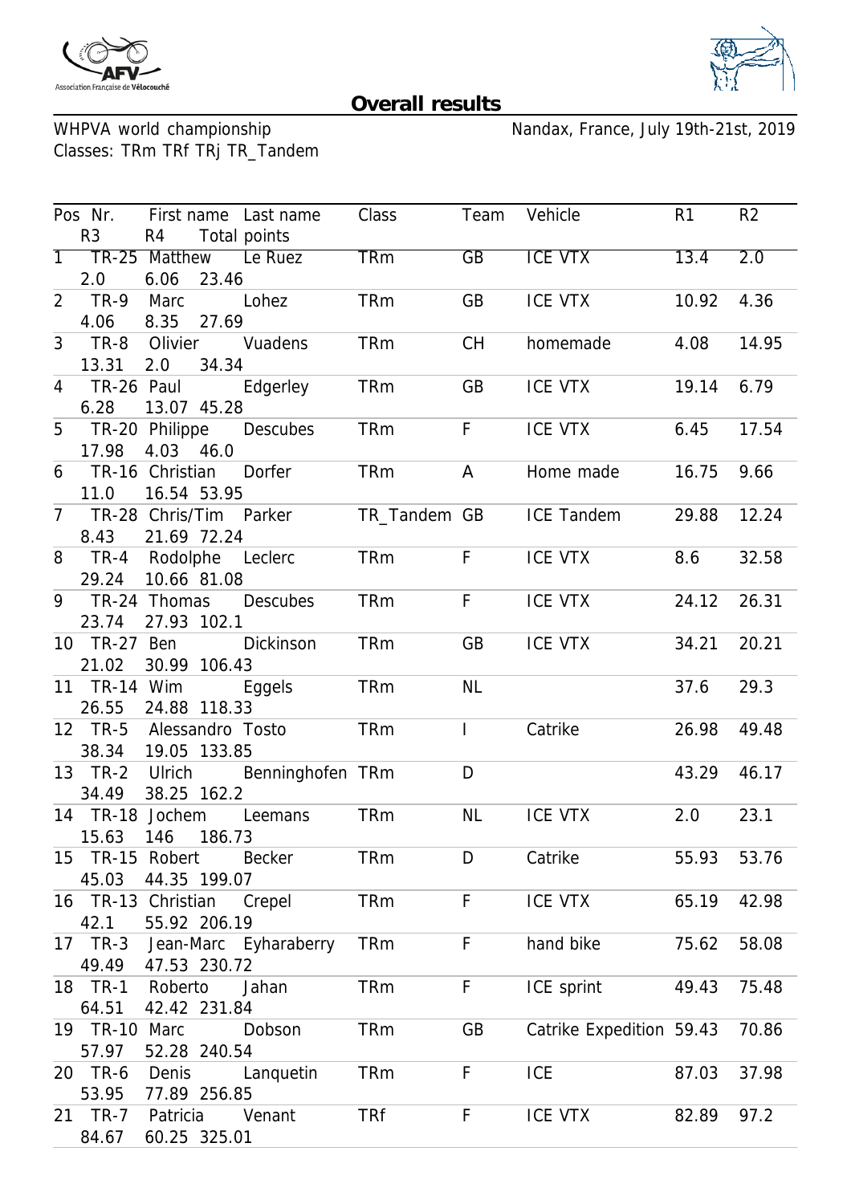# Overall results

WHPVA world championship

Nandax, France, July 19th-21st, 2019

Classes: TRm TRf TRj TR_Tandem

| Pos | Nr. | First name | Last name | Class | Team | Vehicle | R1 | R2 | R3 | R4 | Total points |
|---|---|---|---|---|---|---|---|---|---|---|---|
| 1 | TR-25 | Matthew | Le Ruez | TRm | GB | ICE VTX | 13.4 | 2.0 | 2.0 | 6.06 | 23.46 |
| 2 | TR-9 | Marc | Lohez | TRm | GB | ICE VTX | 10.92 | 4.36 | 4.06 | 8.35 | 27.69 |
| 3 | TR-8 | Olivier | Vuadens | TRm | CH | homemade | 4.08 | 14.95 | 13.31 | 2.0 | 34.34 |
| 4 | TR-26 | Paul | Edgerley | TRm | GB | ICE VTX | 19.14 | 6.79 | 6.28 | 13.07 | 45.28 |
| 5 | TR-20 | Philippe | Descubes | TRm | F | ICE VTX | 6.45 | 17.54 | 17.98 | 4.03 | 46.0 |
| 6 | TR-16 | Christian | Dorfer | TRm | A | Home made | 16.75 | 9.66 | 11.0 | 16.54 | 53.95 |
| 7 | TR-28 | Chris/Tim | Parker | TR_Tandem | GB | ICE Tandem | 29.88 | 12.24 | 8.43 | 21.69 | 72.24 |
| 8 | TR-4 | Rodolphe | Leclerc | TRm | F | ICE VTX | 8.6 | 32.58 | 29.24 | 10.66 | 81.08 |
| 9 | TR-24 | Thomas | Descubes | TRm | F | ICE VTX | 24.12 | 26.31 | 23.74 | 27.93 | 102.1 |
| 10 | TR-27 | Ben | Dickinson | TRm | GB | ICE VTX | 34.21 | 20.21 | 21.02 | 30.99 | 106.43 |
| 11 | TR-14 | Wim | Eggels | TRm | NL | | 37.6 | 29.3 | 26.55 | 24.88 | 118.33 |
| 12 | TR-5 | Alessandro | Tosto | TRm | I | Catrike | 26.98 | 49.48 | 38.34 | 19.05 | 133.85 |
| 13 | TR-2 | Ulrich | Benninghofen | TRm | D | | 43.29 | 46.17 | 34.49 | 38.25 | 162.2 |
| 14 | TR-18 | Jochem | Leemans | TRm | NL | ICE VTX | 2.0 | 23.1 | 15.63 | 146 | 186.73 |
| 15 | TR-15 | Robert | Becker | TRm | D | Catrike | 55.93 | 53.76 | 45.03 | 44.35 | 199.07 |
| 16 | TR-13 | Christian | Crepel | TRm | F | ICE VTX | 65.19 | 42.98 | 42.1 | 55.92 | 206.19 |
| 17 | TR-3 | Jean-Marc | Eyharaberry | TRm | F | hand bike | 75.62 | 58.08 | 49.49 | 47.53 | 230.72 |
| 18 | TR-1 | Roberto | Jahan | TRm | F | ICE sprint | 49.43 | 75.48 | 64.51 | 42.42 | 231.84 |
| 19 | TR-10 | Marc | Dobson | TRm | GB | Catrike Expedition | 59.43 | 70.86 | 57.97 | 52.28 | 240.54 |
| 20 | TR-6 | Denis | Lanquetin | TRm | F | ICE | 87.03 | 37.98 | 53.95 | 77.89 | 256.85 |
| 21 | TR-7 | Patricia | Venant | TRf | F | ICE VTX | 82.89 | 97.2 | 84.67 | 60.25 | 325.01 |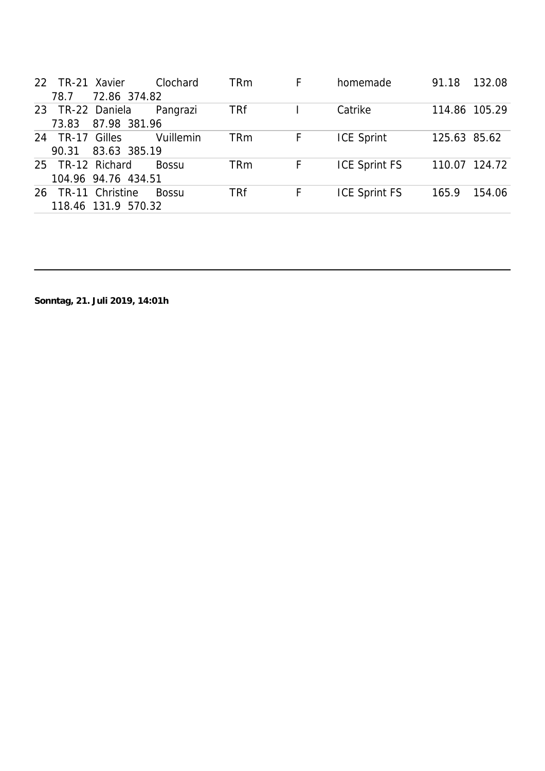| | | | | | | | | | | | | |
|---|---|---|---|---|---|---|---|---|---|---|---|---|
| 22 | TR-21 | Xavier | Clochard | TRm | F | homemade | 91.18 | 132.08 | 78.7 | 72.86 | 374.82 |
| 23 | TR-22 | Daniela | Pangrazi | TRf | I | Catrike | 114.86 | 105.29 | 73.83 | 87.98 | 381.96 |
| 24 | TR-17 | Gilles | Vuillemin | TRm | F | ICE Sprint | 125.63 | 85.62 | 90.31 | 83.63 | 385.19 |
| 25 | TR-12 | Richard | Bossu | TRm | F | ICE Sprint FS | 110.07 | 124.72 | 104.96 | 94.76 | 434.51 |
| 26 | TR-11 | Christine | Bossu | TRf | F | ICE Sprint FS | 165.9 | 154.06 | 118.46 | 131.9 | 570.32 |

---

**Sonntag, 21. Juli 2019, 14:01h**